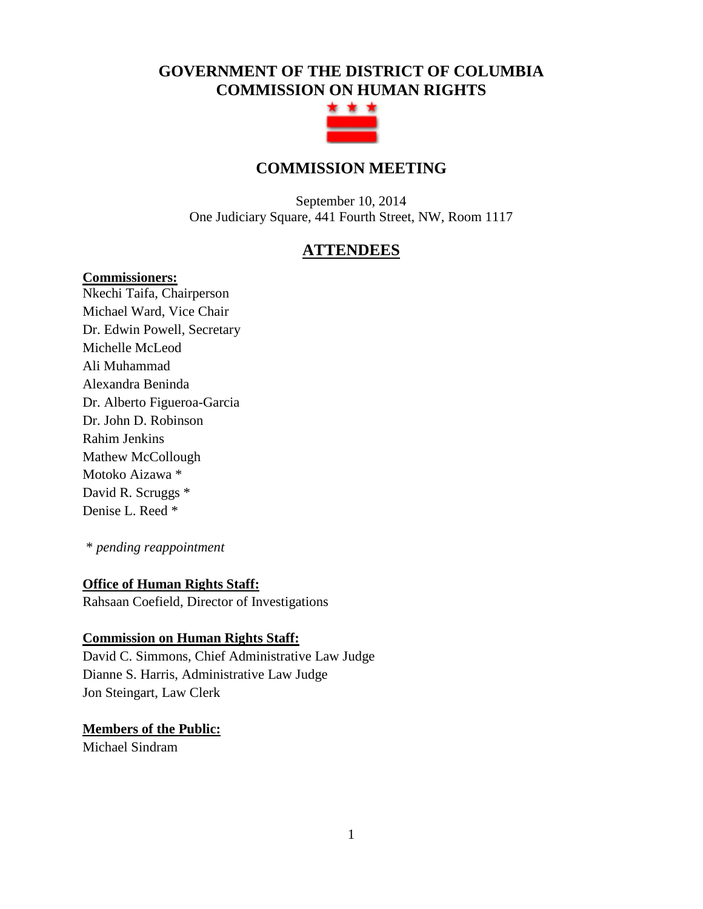# GOVERNMENT OF THE DISTRICT OF COLUMBIA
# COMMISSION ON HUMAN RIGHTS

## COMMISSION MEETING

September 10, 2014
One Judiciary Square, 441 Fourth Street, NW, Room 1117

## ATTENDEES

**Commissioners:**

Nkechi Taifa, Chairperson
Michael Ward, Vice Chair
Dr. Edwin Powell, Secretary
Michelle McLeod
Ali Muhammad
Alexandra Beninda
Dr. Alberto Figueroa-Garcia
Dr. John D. Robinson
Rahim Jenkins
Mathew McCollough
Motoko Aizawa *
David R. Scruggs *
Denise L. Reed *

*\* pending reappointment*

**Office of Human Rights Staff:**

Rahsaan Coefield, Director of Investigations

**Commission on Human Rights Staff:**

David C. Simmons, Chief Administrative Law Judge
Dianne S. Harris, Administrative Law Judge
Jon Steingart, Law Clerk

**Members of the Public:**

Michael Sindram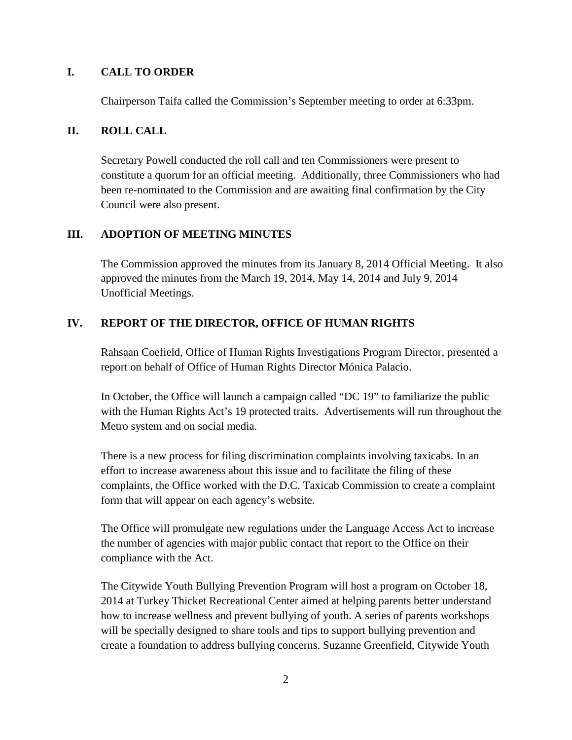## I. CALL TO ORDER

Chairperson Taifa called the Commission's September meeting to order at 6:33pm.

## II. ROLL CALL

Secretary Powell conducted the roll call and ten Commissioners were present to constitute a quorum for an official meeting. Additionally, three Commissioners who had been re-nominated to the Commission and are awaiting final confirmation by the City Council were also present.

## III. ADOPTION OF MEETING MINUTES

The Commission approved the minutes from its January 8, 2014 Official Meeting. It also approved the minutes from the March 19, 2014, May 14, 2014 and July 9, 2014 Unofficial Meetings.

## IV. REPORT OF THE DIRECTOR, OFFICE OF HUMAN RIGHTS

Rahsaan Coefield, Office of Human Rights Investigations Program Director, presented a report on behalf of Office of Human Rights Director Mónica Palacio.

In October, the Office will launch a campaign called "DC 19" to familiarize the public with the Human Rights Act's 19 protected traits. Advertisements will run throughout the Metro system and on social media.

There is a new process for filing discrimination complaints involving taxicabs. In an effort to increase awareness about this issue and to facilitate the filing of these complaints, the Office worked with the D.C. Taxicab Commission to create a complaint form that will appear on each agency's website.

The Office will promulgate new regulations under the Language Access Act to increase the number of agencies with major public contact that report to the Office on their compliance with the Act.

The Citywide Youth Bullying Prevention Program will host a program on October 18, 2014 at Turkey Thicket Recreational Center aimed at helping parents better understand how to increase wellness and prevent bullying of youth. A series of parents workshops will be specially designed to share tools and tips to support bullying prevention and create a foundation to address bullying concerns. Suzanne Greenfield, Citywide Youth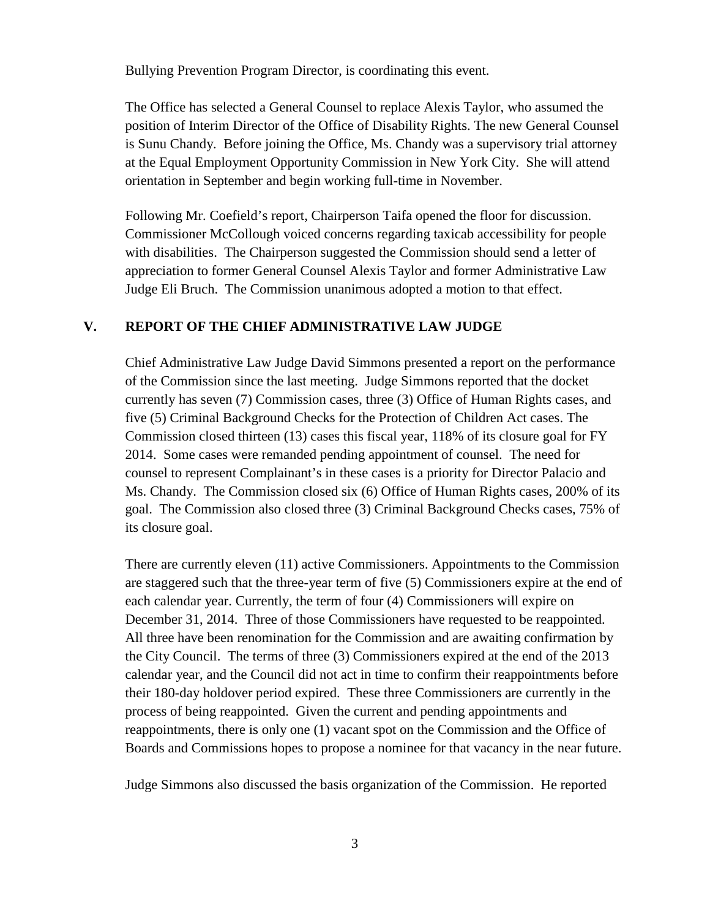Bullying Prevention Program Director, is coordinating this event.

The Office has selected a General Counsel to replace Alexis Taylor, who assumed the position of Interim Director of the Office of Disability Rights. The new General Counsel is Sunu Chandy. Before joining the Office, Ms. Chandy was a supervisory trial attorney at the Equal Employment Opportunity Commission in New York City. She will attend orientation in September and begin working full-time in November.

Following Mr. Coefield's report, Chairperson Taifa opened the floor for discussion. Commissioner McCollough voiced concerns regarding taxicab accessibility for people with disabilities. The Chairperson suggested the Commission should send a letter of appreciation to former General Counsel Alexis Taylor and former Administrative Law Judge Eli Bruch. The Commission unanimous adopted a motion to that effect.

## V. REPORT OF THE CHIEF ADMINISTRATIVE LAW JUDGE

Chief Administrative Law Judge David Simmons presented a report on the performance of the Commission since the last meeting. Judge Simmons reported that the docket currently has seven (7) Commission cases, three (3) Office of Human Rights cases, and five (5) Criminal Background Checks for the Protection of Children Act cases. The Commission closed thirteen (13) cases this fiscal year, 118% of its closure goal for FY 2014. Some cases were remanded pending appointment of counsel. The need for counsel to represent Complainant's in these cases is a priority for Director Palacio and Ms. Chandy. The Commission closed six (6) Office of Human Rights cases, 200% of its goal. The Commission also closed three (3) Criminal Background Checks cases, 75% of its closure goal.

There are currently eleven (11) active Commissioners. Appointments to the Commission are staggered such that the three-year term of five (5) Commissioners expire at the end of each calendar year. Currently, the term of four (4) Commissioners will expire on December 31, 2014. Three of those Commissioners have requested to be reappointed. All three have been renomination for the Commission and are awaiting confirmation by the City Council. The terms of three (3) Commissioners expired at the end of the 2013 calendar year, and the Council did not act in time to confirm their reappointments before their 180-day holdover period expired. These three Commissioners are currently in the process of being reappointed. Given the current and pending appointments and reappointments, there is only one (1) vacant spot on the Commission and the Office of Boards and Commissions hopes to propose a nominee for that vacancy in the near future.

Judge Simmons also discussed the basis organization of the Commission. He reported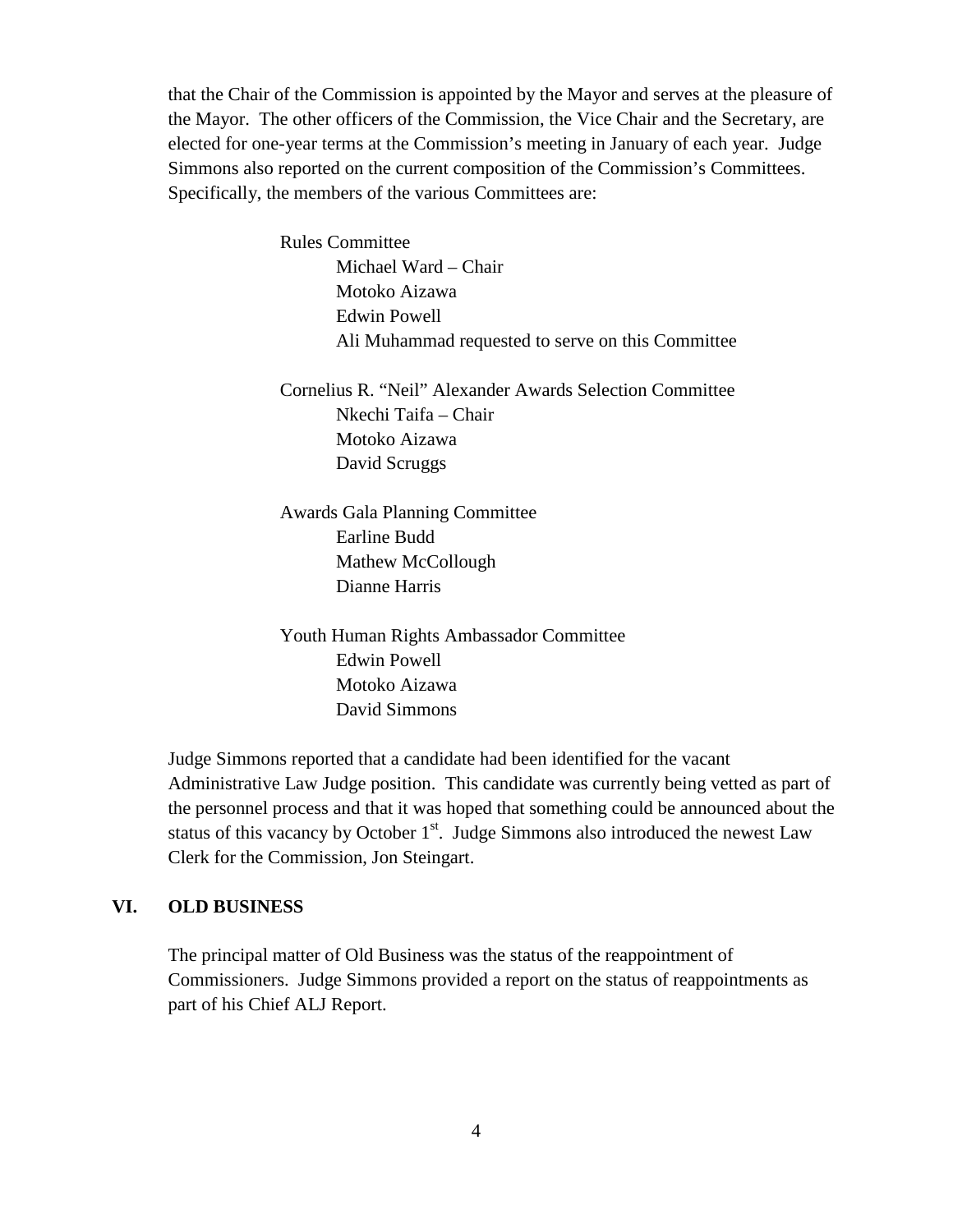that the Chair of the Commission is appointed by the Mayor and serves at the pleasure of the Mayor. The other officers of the Commission, the Vice Chair and the Secretary, are elected for one-year terms at the Commission's meeting in January of each year. Judge Simmons also reported on the current composition of the Commission's Committees. Specifically, the members of the various Committees are:

Rules Committee
- Michael Ward – Chair
- Motoko Aizawa
- Edwin Powell
- Ali Muhammad requested to serve on this Committee

Cornelius R. "Neil" Alexander Awards Selection Committee
- Nkechi Taifa – Chair
- Motoko Aizawa
- David Scruggs

Awards Gala Planning Committee
- Earline Budd
- Mathew McCollough
- Dianne Harris

Youth Human Rights Ambassador Committee
- Edwin Powell
- Motoko Aizawa
- David Simmons

Judge Simmons reported that a candidate had been identified for the vacant Administrative Law Judge position. This candidate was currently being vetted as part of the personnel process and that it was hoped that something could be announced about the status of this vacancy by October 1st. Judge Simmons also introduced the newest Law Clerk for the Commission, Jon Steingart.

## VI. OLD BUSINESS

The principal matter of Old Business was the status of the reappointment of Commissioners. Judge Simmons provided a report on the status of reappointments as part of his Chief ALJ Report.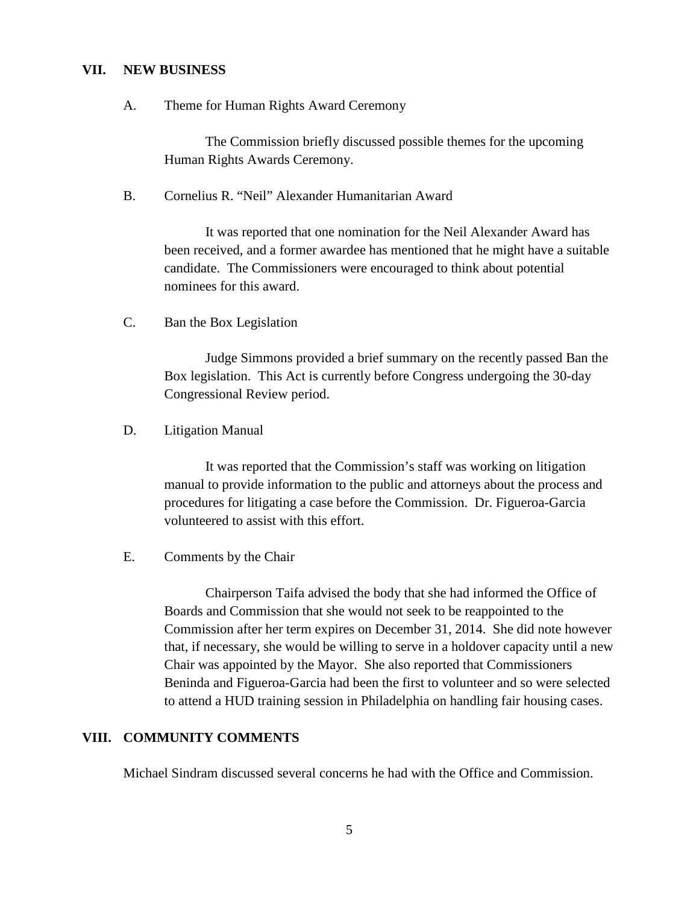## VII. NEW BUSINESS

A. Theme for Human Rights Award Ceremony

The Commission briefly discussed possible themes for the upcoming Human Rights Awards Ceremony.

B. Cornelius R. "Neil" Alexander Humanitarian Award

It was reported that one nomination for the Neil Alexander Award has been received, and a former awardee has mentioned that he might have a suitable candidate. The Commissioners were encouraged to think about potential nominees for this award.

C. Ban the Box Legislation

Judge Simmons provided a brief summary on the recently passed Ban the Box legislation. This Act is currently before Congress undergoing the 30-day Congressional Review period.

D. Litigation Manual

It was reported that the Commission's staff was working on litigation manual to provide information to the public and attorneys about the process and procedures for litigating a case before the Commission. Dr. Figueroa-Garcia volunteered to assist with this effort.

E. Comments by the Chair

Chairperson Taifa advised the body that she had informed the Office of Boards and Commission that she would not seek to be reappointed to the Commission after her term expires on December 31, 2014. She did note however that, if necessary, she would be willing to serve in a holdover capacity until a new Chair was appointed by the Mayor. She also reported that Commissioners Beninda and Figueroa-Garcia had been the first to volunteer and so were selected to attend a HUD training session in Philadelphia on handling fair housing cases.

## VIII. COMMUNITY COMMENTS

Michael Sindram discussed several concerns he had with the Office and Commission.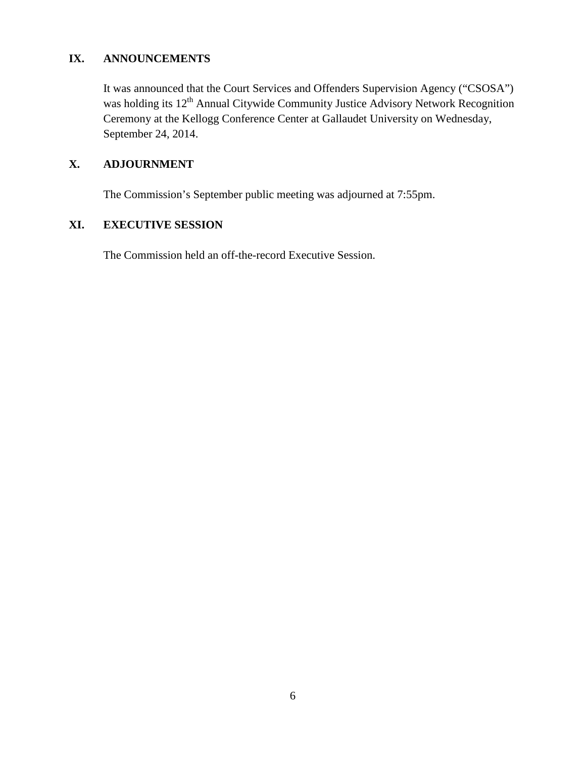## IX. ANNOUNCEMENTS

It was announced that the Court Services and Offenders Supervision Agency ("CSOSA") was holding its 12th Annual Citywide Community Justice Advisory Network Recognition Ceremony at the Kellogg Conference Center at Gallaudet University on Wednesday, September 24, 2014.

## X. ADJOURNMENT

The Commission's September public meeting was adjourned at 7:55pm.

## XI. EXECUTIVE SESSION

The Commission held an off-the-record Executive Session.